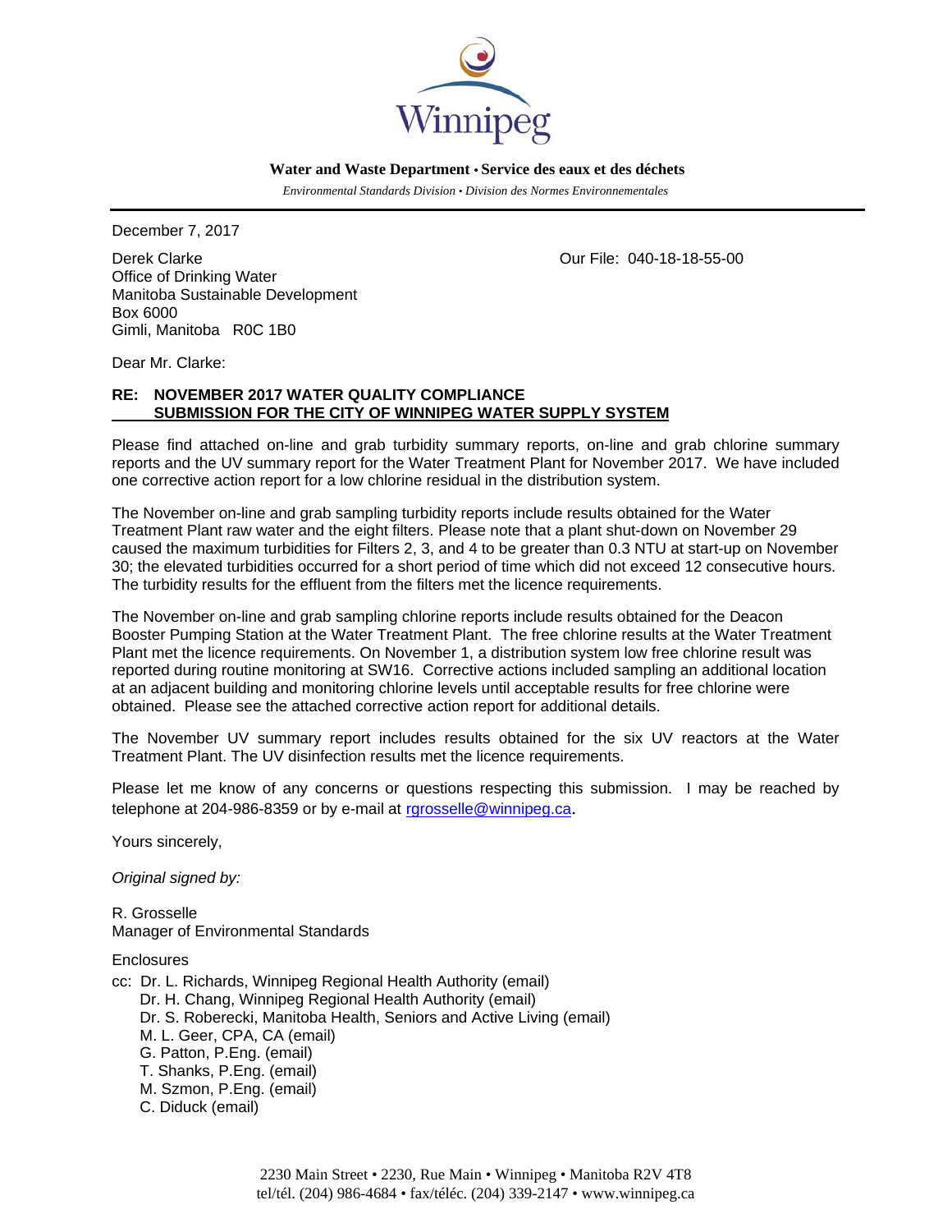Winnipeg

**Water and Waste Department • Service des eaux et des déchets**

*Environmental Standards Division • Division des Normes Environnementales*

December 7, 2017

Derek Clarke
Office of Drinking Water
Manitoba Sustainable Development
Box 6000
Gimli, Manitoba R0C 1B0

Our File: 040-18-18-55-00

Dear Mr. Clarke:

**RE: NOVEMBER 2017 WATER QUALITY COMPLIANCE SUBMISSION FOR THE CITY OF WINNIPEG WATER SUPPLY SYSTEM**

Please find attached on-line and grab turbidity summary reports, on-line and grab chlorine summary reports and the UV summary report for the Water Treatment Plant for November 2017. We have included one corrective action report for a low chlorine residual in the distribution system.

The November on-line and grab sampling turbidity reports include results obtained for the Water Treatment Plant raw water and the eight filters. Please note that a plant shut-down on November 29 caused the maximum turbidities for Filters 2, 3, and 4 to be greater than 0.3 NTU at start-up on November 30; the elevated turbidities occurred for a short period of time which did not exceed 12 consecutive hours. The turbidity results for the effluent from the filters met the licence requirements.

The November on-line and grab sampling chlorine reports include results obtained for the Deacon Booster Pumping Station at the Water Treatment Plant. The free chlorine results at the Water Treatment Plant met the licence requirements. On November 1, a distribution system low free chlorine result was reported during routine monitoring at SW16. Corrective actions included sampling an additional location at an adjacent building and monitoring chlorine levels until acceptable results for free chlorine were obtained. Please see the attached corrective action report for additional details.

The November UV summary report includes results obtained for the six UV reactors at the Water Treatment Plant. The UV disinfection results met the licence requirements.

Please let me know of any concerns or questions respecting this submission. I may be reached by telephone at 204-986-8359 or by e-mail at rgrosselle@winnipeg.ca.

Yours sincerely,

*Original signed by:*

R. Grosselle
Manager of Environmental Standards

Enclosures

cc: Dr. L. Richards, Winnipeg Regional Health Authority (email)
Dr. H. Chang, Winnipeg Regional Health Authority (email)
Dr. S. Roberecki, Manitoba Health, Seniors and Active Living (email)
M. L. Geer, CPA, CA (email)
G. Patton, P.Eng. (email)
T. Shanks, P.Eng. (email)
M. Szmon, P.Eng. (email)
C. Diduck (email)

2230 Main Street • 2230, Rue Main • Winnipeg • Manitoba R2V 4T8
tel/tél. (204) 986-4684 • fax/téléc. (204) 339-2147 • www.winnipeg.ca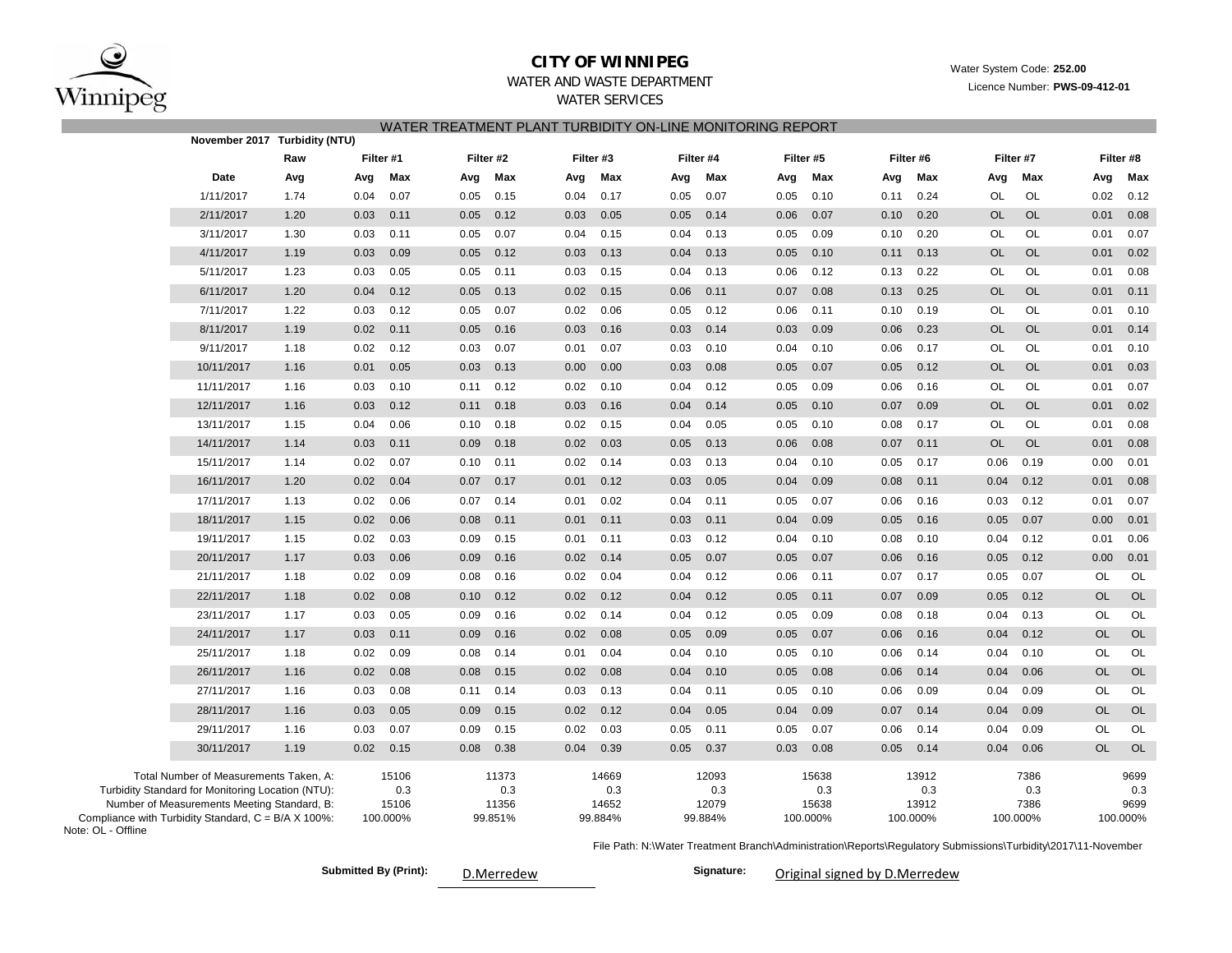# CITY OF WINNIPEG

WATER AND WASTE DEPARTMENT

WATER SERVICES

Water System Code: **252.00**

Licence Number: **PWS-09-412-01**

## WATER TREATMENT PLANT TURBIDITY ON-LINE MONITORING REPORT

**November 2017 Turbidity (NTU)**

| Date | Raw Avg | Filter #1 Avg | Filter #1 Max | Filter #2 Avg | Filter #2 Max | Filter #3 Avg | Filter #3 Max | Filter #4 Avg | Filter #4 Max | Filter #5 Avg | Filter #5 Max | Filter #6 Avg | Filter #6 Max | Filter #7 Avg | Filter #7 Max | Filter #8 Avg | Filter #8 Max |
|---|---|---|---|---|---|---|---|---|---|---|---|---|---|---|---|---|---|
| 1/11/2017 | 1.74 | 0.04 | 0.07 | 0.05 | 0.15 | 0.04 | 0.17 | 0.05 | 0.07 | 0.05 | 0.10 | 0.11 | 0.24 | OL | OL | 0.02 | 0.12 |
| 2/11/2017 | 1.20 | 0.03 | 0.11 | 0.05 | 0.12 | 0.03 | 0.05 | 0.05 | 0.14 | 0.06 | 0.07 | 0.10 | 0.20 | OL | OL | 0.01 | 0.08 |
| 3/11/2017 | 1.30 | 0.03 | 0.11 | 0.05 | 0.07 | 0.04 | 0.15 | 0.04 | 0.13 | 0.05 | 0.09 | 0.10 | 0.20 | OL | OL | 0.01 | 0.07 |
| 4/11/2017 | 1.19 | 0.03 | 0.09 | 0.05 | 0.12 | 0.03 | 0.13 | 0.04 | 0.13 | 0.05 | 0.10 | 0.11 | 0.13 | OL | OL | 0.01 | 0.02 |
| 5/11/2017 | 1.23 | 0.03 | 0.05 | 0.05 | 0.11 | 0.03 | 0.15 | 0.04 | 0.13 | 0.06 | 0.12 | 0.13 | 0.22 | OL | OL | 0.01 | 0.08 |
| 6/11/2017 | 1.20 | 0.04 | 0.12 | 0.05 | 0.13 | 0.02 | 0.15 | 0.06 | 0.11 | 0.07 | 0.08 | 0.13 | 0.25 | OL | OL | 0.01 | 0.11 |
| 7/11/2017 | 1.22 | 0.03 | 0.12 | 0.05 | 0.07 | 0.02 | 0.06 | 0.05 | 0.12 | 0.06 | 0.11 | 0.10 | 0.19 | OL | OL | 0.01 | 0.10 |
| 8/11/2017 | 1.19 | 0.02 | 0.11 | 0.05 | 0.16 | 0.03 | 0.16 | 0.03 | 0.14 | 0.03 | 0.09 | 0.06 | 0.23 | OL | OL | 0.01 | 0.14 |
| 9/11/2017 | 1.18 | 0.02 | 0.12 | 0.03 | 0.07 | 0.01 | 0.07 | 0.03 | 0.10 | 0.04 | 0.10 | 0.06 | 0.17 | OL | OL | 0.01 | 0.10 |
| 10/11/2017 | 1.16 | 0.01 | 0.05 | 0.03 | 0.13 | 0.00 | 0.00 | 0.03 | 0.08 | 0.05 | 0.07 | 0.05 | 0.12 | OL | OL | 0.01 | 0.03 |
| 11/11/2017 | 1.16 | 0.03 | 0.10 | 0.11 | 0.12 | 0.02 | 0.10 | 0.04 | 0.12 | 0.05 | 0.09 | 0.06 | 0.16 | OL | OL | 0.01 | 0.07 |
| 12/11/2017 | 1.16 | 0.03 | 0.12 | 0.11 | 0.18 | 0.03 | 0.16 | 0.04 | 0.14 | 0.05 | 0.10 | 0.07 | 0.09 | OL | OL | 0.01 | 0.02 |
| 13/11/2017 | 1.15 | 0.04 | 0.06 | 0.10 | 0.18 | 0.02 | 0.15 | 0.04 | 0.05 | 0.05 | 0.10 | 0.08 | 0.17 | OL | OL | 0.01 | 0.08 |
| 14/11/2017 | 1.14 | 0.03 | 0.11 | 0.09 | 0.18 | 0.02 | 0.03 | 0.05 | 0.13 | 0.06 | 0.08 | 0.07 | 0.11 | OL | OL | 0.01 | 0.08 |
| 15/11/2017 | 1.14 | 0.02 | 0.07 | 0.10 | 0.11 | 0.02 | 0.14 | 0.03 | 0.13 | 0.04 | 0.10 | 0.05 | 0.17 | 0.06 | 0.19 | 0.00 | 0.01 |
| 16/11/2017 | 1.20 | 0.02 | 0.04 | 0.07 | 0.17 | 0.01 | 0.12 | 0.03 | 0.05 | 0.04 | 0.09 | 0.08 | 0.11 | 0.04 | 0.12 | 0.01 | 0.08 |
| 17/11/2017 | 1.13 | 0.02 | 0.06 | 0.07 | 0.14 | 0.01 | 0.02 | 0.04 | 0.11 | 0.05 | 0.07 | 0.06 | 0.16 | 0.03 | 0.12 | 0.01 | 0.07 |
| 18/11/2017 | 1.15 | 0.02 | 0.06 | 0.08 | 0.11 | 0.01 | 0.11 | 0.03 | 0.11 | 0.04 | 0.09 | 0.05 | 0.16 | 0.05 | 0.07 | 0.00 | 0.01 |
| 19/11/2017 | 1.15 | 0.02 | 0.03 | 0.09 | 0.15 | 0.01 | 0.11 | 0.03 | 0.12 | 0.04 | 0.10 | 0.08 | 0.10 | 0.04 | 0.12 | 0.01 | 0.06 |
| 20/11/2017 | 1.17 | 0.03 | 0.06 | 0.09 | 0.16 | 0.02 | 0.14 | 0.05 | 0.07 | 0.05 | 0.07 | 0.06 | 0.16 | 0.05 | 0.12 | 0.00 | 0.01 |
| 21/11/2017 | 1.18 | 0.02 | 0.09 | 0.08 | 0.16 | 0.02 | 0.04 | 0.04 | 0.12 | 0.06 | 0.11 | 0.07 | 0.17 | 0.05 | 0.07 | OL | OL |
| 22/11/2017 | 1.18 | 0.02 | 0.08 | 0.10 | 0.12 | 0.02 | 0.12 | 0.04 | 0.12 | 0.05 | 0.11 | 0.07 | 0.09 | 0.05 | 0.12 | OL | OL |
| 23/11/2017 | 1.17 | 0.03 | 0.05 | 0.09 | 0.16 | 0.02 | 0.14 | 0.04 | 0.12 | 0.05 | 0.09 | 0.08 | 0.18 | 0.04 | 0.13 | OL | OL |
| 24/11/2017 | 1.17 | 0.03 | 0.11 | 0.09 | 0.16 | 0.02 | 0.08 | 0.05 | 0.09 | 0.05 | 0.07 | 0.06 | 0.16 | 0.04 | 0.12 | OL | OL |
| 25/11/2017 | 1.18 | 0.02 | 0.09 | 0.08 | 0.14 | 0.01 | 0.04 | 0.04 | 0.10 | 0.05 | 0.10 | 0.06 | 0.14 | 0.04 | 0.10 | OL | OL |
| 26/11/2017 | 1.16 | 0.02 | 0.08 | 0.08 | 0.15 | 0.02 | 0.08 | 0.04 | 0.10 | 0.05 | 0.08 | 0.06 | 0.14 | 0.04 | 0.06 | OL | OL |
| 27/11/2017 | 1.16 | 0.03 | 0.08 | 0.11 | 0.14 | 0.03 | 0.13 | 0.04 | 0.11 | 0.05 | 0.10 | 0.06 | 0.09 | 0.04 | 0.09 | OL | OL |
| 28/11/2017 | 1.16 | 0.03 | 0.05 | 0.09 | 0.15 | 0.02 | 0.12 | 0.04 | 0.05 | 0.04 | 0.09 | 0.07 | 0.14 | 0.04 | 0.09 | OL | OL |
| 29/11/2017 | 1.16 | 0.03 | 0.07 | 0.09 | 0.15 | 0.02 | 0.03 | 0.05 | 0.11 | 0.05 | 0.07 | 0.06 | 0.14 | 0.04 | 0.09 | OL | OL |
| 30/11/2017 | 1.19 | 0.02 | 0.15 | 0.08 | 0.38 | 0.04 | 0.39 | 0.05 | 0.37 | 0.03 | 0.08 | 0.05 | 0.14 | 0.04 | 0.06 | OL | OL |

| | Filter #1 | Filter #2 | Filter #3 | Filter #4 | Filter #5 | Filter #6 | Filter #7 | Filter #8 |
|---|---|---|---|---|---|---|---|---|
| Total Number of Measurements Taken, A: | 15106 | 11373 | 14669 | 12093 | 15638 | 13912 | 7386 | 9699 |
| Turbidity Standard for Monitoring Location (NTU): | 0.3 | 0.3 | 0.3 | 0.3 | 0.3 | 0.3 | 0.3 | 0.3 |
| Number of Measurements Meeting Standard, B: | 15106 | 11356 | 14652 | 12079 | 15638 | 13912 | 7386 | 9699 |
| Compliance with Turbidity Standard, C = B/A X 100%: | 100.000% | 99.851% | 99.884% | 99.884% | 100.000% | 100.000% | 100.000% | 100.000% |

Note: OL - Offline

File Path: N:\Water Treatment Branch\Administration\Reports\Regulatory Submissions\Turbidity\2017\11-November

**Submitted By (Print):** D.Merredew

**Signature:** Original signed by D.Merredew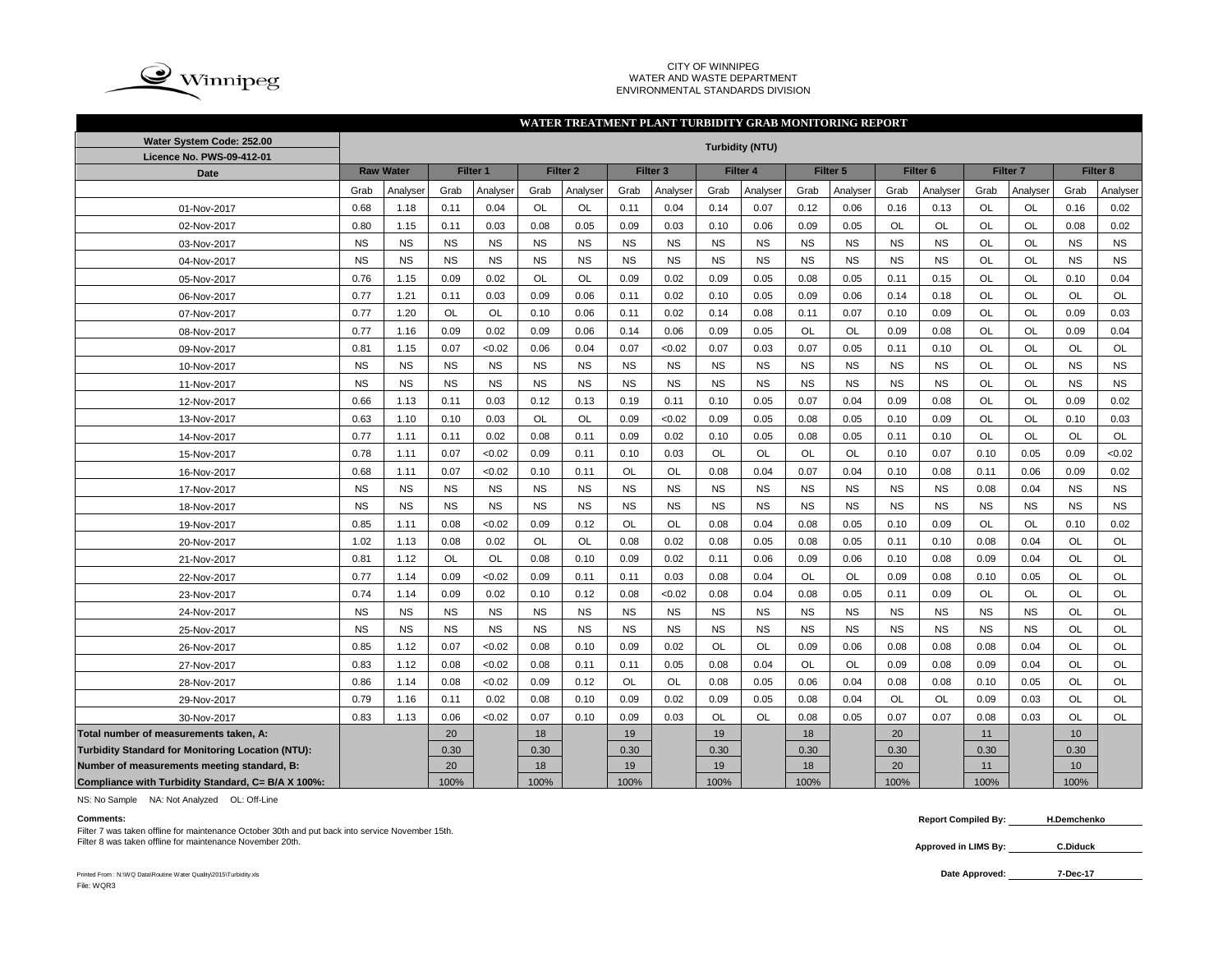CITY OF WINNIPEG
WATER AND WASTE DEPARTMENT
ENVIRONMENTAL STANDARDS DIVISION

## WATER TREATMENT PLANT TURBIDITY GRAB MONITORING REPORT

| Water System Code: 252.00 | Turbidity (NTU) | | | | | | | | | | | | | | | | | |
|---|---|---|---|---|---|---|---|---|---|---|---|---|---|---|---|---|---|---|
| Licence No. PWS-09-412-01 | | | | | | | | | | | | | | | | | | |
| Date | Raw Water | | Filter 1 | | Filter 2 | | Filter 3 | | Filter 4 | | Filter 5 | | Filter 6 | | Filter 7 | | Filter 8 | |
| | Grab | Analyser | Grab | Analyser | Grab | Analyser | Grab | Analyser | Grab | Analyser | Grab | Analyser | Grab | Analyser | Grab | Analyser | Grab | Analyser |
| 01-Nov-2017 | 0.68 | 1.18 | 0.11 | 0.04 | OL | OL | 0.11 | 0.04 | 0.14 | 0.07 | 0.12 | 0.06 | 0.16 | 0.13 | OL | OL | 0.16 | 0.02 |
| 02-Nov-2017 | 0.80 | 1.15 | 0.11 | 0.03 | 0.08 | 0.05 | 0.09 | 0.03 | 0.10 | 0.06 | 0.09 | 0.05 | OL | OL | OL | OL | 0.08 | 0.02 |
| 03-Nov-2017 | NS | NS | NS | NS | NS | NS | NS | NS | NS | NS | NS | NS | NS | NS | OL | OL | NS | NS |
| 04-Nov-2017 | NS | NS | NS | NS | NS | NS | NS | NS | NS | NS | NS | NS | NS | NS | OL | OL | NS | NS |
| 05-Nov-2017 | 0.76 | 1.15 | 0.09 | 0.02 | OL | OL | 0.09 | 0.02 | 0.09 | 0.05 | 0.08 | 0.05 | 0.11 | 0.15 | OL | OL | 0.10 | 0.04 |
| 06-Nov-2017 | 0.77 | 1.21 | 0.11 | 0.03 | 0.09 | 0.06 | 0.11 | 0.02 | 0.10 | 0.05 | 0.09 | 0.06 | 0.14 | 0.18 | OL | OL | OL | OL |
| 07-Nov-2017 | 0.77 | 1.20 | OL | OL | 0.10 | 0.06 | 0.11 | 0.02 | 0.14 | 0.08 | 0.11 | 0.07 | 0.10 | 0.09 | OL | OL | 0.09 | 0.03 |
| 08-Nov-2017 | 0.77 | 1.16 | 0.09 | 0.02 | 0.09 | 0.06 | 0.14 | 0.06 | 0.09 | 0.05 | OL | OL | 0.09 | 0.08 | OL | OL | 0.09 | 0.04 |
| 09-Nov-2017 | 0.81 | 1.15 | 0.07 | <0.02 | 0.06 | 0.04 | 0.07 | <0.02 | 0.07 | 0.03 | 0.07 | 0.05 | 0.11 | 0.10 | OL | OL | OL | OL |
| 10-Nov-2017 | NS | NS | NS | NS | NS | NS | NS | NS | NS | NS | NS | NS | NS | NS | OL | OL | NS | NS |
| 11-Nov-2017 | NS | NS | NS | NS | NS | NS | NS | NS | NS | NS | NS | NS | NS | NS | OL | OL | NS | NS |
| 12-Nov-2017 | 0.66 | 1.13 | 0.11 | 0.03 | 0.12 | 0.13 | 0.19 | 0.11 | 0.10 | 0.05 | 0.07 | 0.04 | 0.09 | 0.08 | OL | OL | 0.09 | 0.02 |
| 13-Nov-2017 | 0.63 | 1.10 | 0.10 | 0.03 | OL | OL | 0.09 | <0.02 | 0.09 | 0.05 | 0.08 | 0.05 | 0.10 | 0.09 | OL | OL | 0.10 | 0.03 |
| 14-Nov-2017 | 0.77 | 1.11 | 0.11 | 0.02 | 0.08 | 0.11 | 0.09 | 0.02 | 0.10 | 0.05 | 0.08 | 0.05 | 0.11 | 0.10 | OL | OL | OL | OL |
| 15-Nov-2017 | 0.78 | 1.11 | 0.07 | <0.02 | 0.09 | 0.11 | 0.10 | 0.03 | OL | OL | OL | OL | 0.10 | 0.07 | 0.10 | 0.05 | 0.09 | <0.02 |
| 16-Nov-2017 | 0.68 | 1.11 | 0.07 | <0.02 | 0.10 | 0.11 | OL | OL | 0.08 | 0.04 | 0.07 | 0.04 | 0.10 | 0.08 | 0.11 | 0.06 | 0.09 | 0.02 |
| 17-Nov-2017 | NS | NS | NS | NS | NS | NS | NS | NS | NS | NS | NS | NS | NS | NS | 0.08 | 0.04 | NS | NS |
| 18-Nov-2017 | NS | NS | NS | NS | NS | NS | NS | NS | NS | NS | NS | NS | NS | NS | NS | NS | NS | NS |
| 19-Nov-2017 | 0.85 | 1.11 | 0.08 | <0.02 | 0.09 | 0.12 | OL | OL | 0.08 | 0.04 | 0.08 | 0.05 | 0.10 | 0.09 | OL | OL | 0.10 | 0.02 |
| 20-Nov-2017 | 1.02 | 1.13 | 0.08 | 0.02 | OL | OL | 0.08 | 0.02 | 0.08 | 0.05 | 0.08 | 0.05 | 0.11 | 0.10 | 0.08 | 0.04 | OL | OL |
| 21-Nov-2017 | 0.81 | 1.12 | OL | OL | 0.08 | 0.10 | 0.09 | 0.02 | 0.11 | 0.06 | 0.09 | 0.06 | 0.10 | 0.08 | 0.09 | 0.04 | OL | OL |
| 22-Nov-2017 | 0.77 | 1.14 | 0.09 | <0.02 | 0.09 | 0.11 | 0.11 | 0.03 | 0.08 | 0.04 | OL | OL | 0.09 | 0.08 | 0.10 | 0.05 | OL | OL |
| 23-Nov-2017 | 0.74 | 1.14 | 0.09 | 0.02 | 0.10 | 0.12 | 0.08 | <0.02 | 0.08 | 0.04 | 0.08 | 0.05 | 0.11 | 0.09 | OL | OL | OL | OL |
| 24-Nov-2017 | NS | NS | NS | NS | NS | NS | NS | NS | NS | NS | NS | NS | NS | NS | NS | NS | OL | OL |
| 25-Nov-2017 | NS | NS | NS | NS | NS | NS | NS | NS | NS | NS | NS | NS | NS | NS | NS | NS | OL | OL |
| 26-Nov-2017 | 0.85 | 1.12 | 0.07 | <0.02 | 0.08 | 0.10 | 0.09 | 0.02 | OL | OL | 0.09 | 0.06 | 0.08 | 0.08 | 0.08 | 0.04 | OL | OL |
| 27-Nov-2017 | 0.83 | 1.12 | 0.08 | <0.02 | 0.08 | 0.11 | 0.11 | 0.05 | 0.08 | 0.04 | OL | OL | 0.09 | 0.08 | 0.09 | 0.04 | OL | OL |
| 28-Nov-2017 | 0.86 | 1.14 | 0.08 | <0.02 | 0.09 | 0.12 | OL | OL | 0.08 | 0.05 | 0.06 | 0.04 | 0.08 | 0.08 | 0.10 | 0.05 | OL | OL |
| 29-Nov-2017 | 0.79 | 1.16 | 0.11 | 0.02 | 0.08 | 0.10 | 0.09 | 0.02 | 0.09 | 0.05 | 0.08 | 0.04 | OL | OL | 0.09 | 0.03 | OL | OL |
| 30-Nov-2017 | 0.83 | 1.13 | 0.06 | <0.02 | 0.07 | 0.10 | 0.09 | 0.03 | OL | OL | 0.08 | 0.05 | 0.07 | 0.07 | 0.08 | 0.03 | OL | OL |
| Total number of measurements taken, A: | | | 20 | | 18 | | 19 | | 19 | | 18 | | 20 | | 11 | | 10 | |
| Turbidity Standard for Monitoring Location (NTU): | | | 0.30 | | 0.30 | | 0.30 | | 0.30 | | 0.30 | | 0.30 | | 0.30 | | 0.30 | |
| Number of measurements meeting standard, B: | | | 20 | | 18 | | 19 | | 19 | | 18 | | 20 | | 11 | | 10 | |
| Compliance with Turbidity Standard, C= B/A X 100%: | | | 100% | | 100% | | 100% | | 100% | | 100% | | 100% | | 100% | | 100% | |

NS: No Sample NA: Not Analyzed OL: Off-Line

**Comments:**

Filter 7 was taken offline for maintenance October 30th and put back into service November 15th.
Filter 8 was taken offline for maintenance November 20th.

**Report Compiled By:** H.Demchenko

**Approved in LIMS By:** C.Diduck

**Date Approved:** 7-Dec-17

Printed From : N:\WQ Data\Routine Water Quality\2015\Turbidity.xls
File: WQR3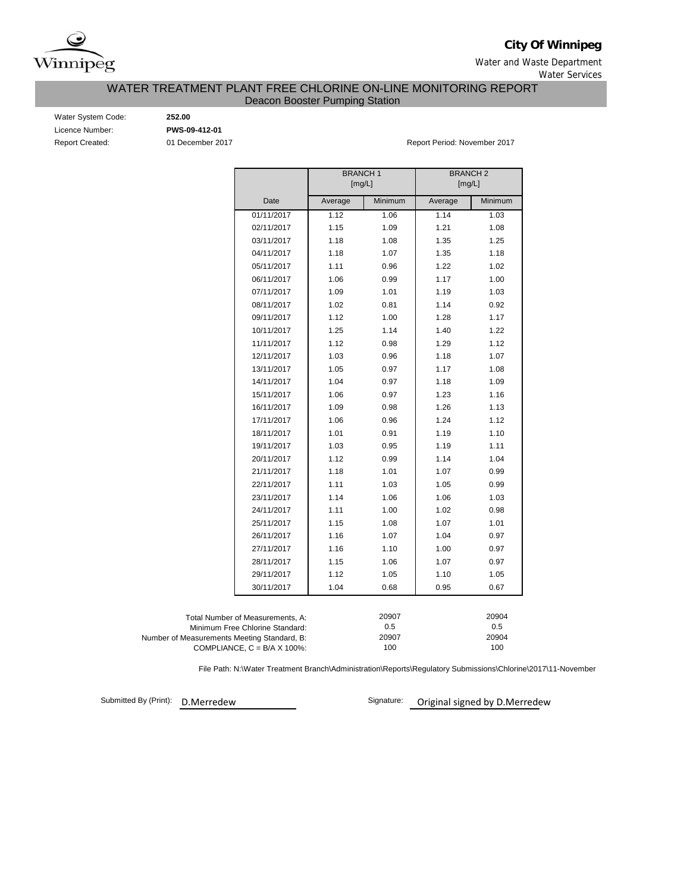**City Of Winnipeg**

Water and Waste Department
Water Services

# WATER TREATMENT PLANT FREE CHLORINE ON-LINE MONITORING REPORT
## Deacon Booster Pumping Station

Water System Code: **252.00**
Licence Number: **PWS-09-412-01**
Report Created: 01 December 2017

Report Period: November 2017

| | BRANCH 1 [mg/L] | | BRANCH 2 [mg/L] | |
|---|---|---|---|---|
| Date | Average | Minimum | Average | Minimum |
| 01/11/2017 | 1.12 | 1.06 | 1.14 | 1.03 |
| 02/11/2017 | 1.15 | 1.09 | 1.21 | 1.08 |
| 03/11/2017 | 1.18 | 1.08 | 1.35 | 1.25 |
| 04/11/2017 | 1.18 | 1.07 | 1.35 | 1.18 |
| 05/11/2017 | 1.11 | 0.96 | 1.22 | 1.02 |
| 06/11/2017 | 1.06 | 0.99 | 1.17 | 1.00 |
| 07/11/2017 | 1.09 | 1.01 | 1.19 | 1.03 |
| 08/11/2017 | 1.02 | 0.81 | 1.14 | 0.92 |
| 09/11/2017 | 1.12 | 1.00 | 1.28 | 1.17 |
| 10/11/2017 | 1.25 | 1.14 | 1.40 | 1.22 |
| 11/11/2017 | 1.12 | 0.98 | 1.29 | 1.12 |
| 12/11/2017 | 1.03 | 0.96 | 1.18 | 1.07 |
| 13/11/2017 | 1.05 | 0.97 | 1.17 | 1.08 |
| 14/11/2017 | 1.04 | 0.97 | 1.18 | 1.09 |
| 15/11/2017 | 1.06 | 0.97 | 1.23 | 1.16 |
| 16/11/2017 | 1.09 | 0.98 | 1.26 | 1.13 |
| 17/11/2017 | 1.06 | 0.96 | 1.24 | 1.12 |
| 18/11/2017 | 1.01 | 0.91 | 1.19 | 1.10 |
| 19/11/2017 | 1.03 | 0.95 | 1.19 | 1.11 |
| 20/11/2017 | 1.12 | 0.99 | 1.14 | 1.04 |
| 21/11/2017 | 1.18 | 1.01 | 1.07 | 0.99 |
| 22/11/2017 | 1.11 | 1.03 | 1.05 | 0.99 |
| 23/11/2017 | 1.14 | 1.06 | 1.06 | 1.03 |
| 24/11/2017 | 1.11 | 1.00 | 1.02 | 0.98 |
| 25/11/2017 | 1.15 | 1.08 | 1.07 | 1.01 |
| 26/11/2017 | 1.16 | 1.07 | 1.04 | 0.97 |
| 27/11/2017 | 1.16 | 1.10 | 1.00 | 0.97 |
| 28/11/2017 | 1.15 | 1.06 | 1.07 | 0.97 |
| 29/11/2017 | 1.12 | 1.05 | 1.10 | 1.05 |
| 30/11/2017 | 1.04 | 0.68 | 0.95 | 0.67 |

| | Branch 1 | Branch 2 |
|---|---|---|
| Total Number of Measurements, A: | 20907 | 20904 |
| Minimum Free Chlorine Standard: | 0.5 | 0.5 |
| Number of Measurements Meeting Standard, B: | 20907 | 20904 |
| COMPLIANCE, C = B/A X 100%: | 100 | 100 |

File Path: N:\Water Treatment Branch\Administration\Reports\Regulatory Submissions\Chlorine\2017\11-November

Submitted By (Print): D.Merredew

Signature: Original signed by D.Merredew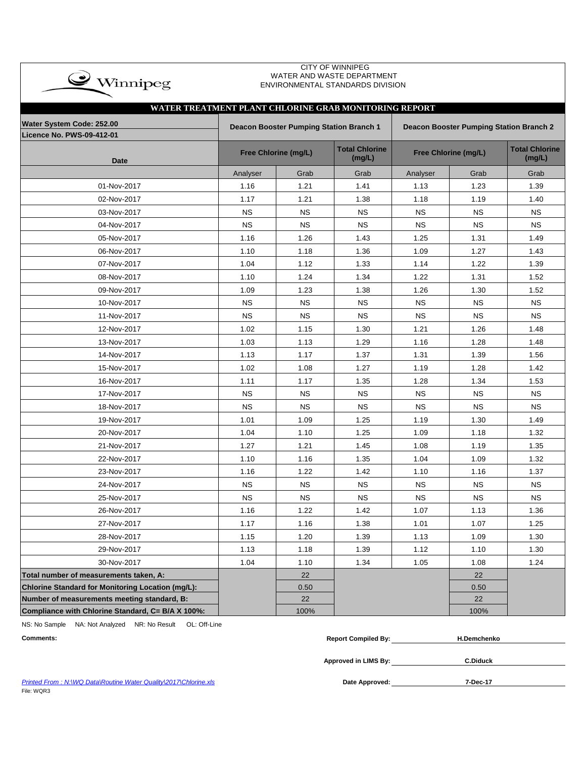CITY OF WINNIPEG
WATER AND WASTE DEPARTMENT
ENVIRONMENTAL STANDARDS DIVISION

## WATER TREATMENT PLANT CHLORINE GRAB MONITORING REPORT

| Water System Code: 252.00<br>Licence No. PWS-09-412-01 | Deacon Booster Pumping Station Branch 1 | | | Deacon Booster Pumping Station Branch 2 | | |
|---|---|---|---|---|---|---|
| Date | Free Chlorine (mg/L) | | Total Chlorine (mg/L) | Free Chlorine (mg/L) | | Total Chlorine (mg/L) |
| | Analyser | Grab | Grab | Analyser | Grab | Grab |
| 01-Nov-2017 | 1.16 | 1.21 | 1.41 | 1.13 | 1.23 | 1.39 |
| 02-Nov-2017 | 1.17 | 1.21 | 1.38 | 1.18 | 1.19 | 1.40 |
| 03-Nov-2017 | NS | NS | NS | NS | NS | NS |
| 04-Nov-2017 | NS | NS | NS | NS | NS | NS |
| 05-Nov-2017 | 1.16 | 1.26 | 1.43 | 1.25 | 1.31 | 1.49 |
| 06-Nov-2017 | 1.10 | 1.18 | 1.36 | 1.09 | 1.27 | 1.43 |
| 07-Nov-2017 | 1.04 | 1.12 | 1.33 | 1.14 | 1.22 | 1.39 |
| 08-Nov-2017 | 1.10 | 1.24 | 1.34 | 1.22 | 1.31 | 1.52 |
| 09-Nov-2017 | 1.09 | 1.23 | 1.38 | 1.26 | 1.30 | 1.52 |
| 10-Nov-2017 | NS | NS | NS | NS | NS | NS |
| 11-Nov-2017 | NS | NS | NS | NS | NS | NS |
| 12-Nov-2017 | 1.02 | 1.15 | 1.30 | 1.21 | 1.26 | 1.48 |
| 13-Nov-2017 | 1.03 | 1.13 | 1.29 | 1.16 | 1.28 | 1.48 |
| 14-Nov-2017 | 1.13 | 1.17 | 1.37 | 1.31 | 1.39 | 1.56 |
| 15-Nov-2017 | 1.02 | 1.08 | 1.27 | 1.19 | 1.28 | 1.42 |
| 16-Nov-2017 | 1.11 | 1.17 | 1.35 | 1.28 | 1.34 | 1.53 |
| 17-Nov-2017 | NS | NS | NS | NS | NS | NS |
| 18-Nov-2017 | NS | NS | NS | NS | NS | NS |
| 19-Nov-2017 | 1.01 | 1.09 | 1.25 | 1.19 | 1.30 | 1.49 |
| 20-Nov-2017 | 1.04 | 1.10 | 1.25 | 1.09 | 1.18 | 1.32 |
| 21-Nov-2017 | 1.27 | 1.21 | 1.45 | 1.08 | 1.19 | 1.35 |
| 22-Nov-2017 | 1.10 | 1.16 | 1.35 | 1.04 | 1.09 | 1.32 |
| 23-Nov-2017 | 1.16 | 1.22 | 1.42 | 1.10 | 1.16 | 1.37 |
| 24-Nov-2017 | NS | NS | NS | NS | NS | NS |
| 25-Nov-2017 | NS | NS | NS | NS | NS | NS |
| 26-Nov-2017 | 1.16 | 1.22 | 1.42 | 1.07 | 1.13 | 1.36 |
| 27-Nov-2017 | 1.17 | 1.16 | 1.38 | 1.01 | 1.07 | 1.25 |
| 28-Nov-2017 | 1.15 | 1.20 | 1.39 | 1.13 | 1.09 | 1.30 |
| 29-Nov-2017 | 1.13 | 1.18 | 1.39 | 1.12 | 1.10 | 1.30 |
| 30-Nov-2017 | 1.04 | 1.10 | 1.34 | 1.05 | 1.08 | 1.24 |
| **Total number of measurements taken, A:** | | 22 | | | 22 | |
| **Chlorine Standard for Monitoring Location (mg/L):** | | 0.50 | | | 0.50 | |
| **Number of measurements meeting standard, B:** | | 22 | | | 22 | |
| **Compliance with Chlorine Standard, C= B/A X 100%:** | | 100% | | | 100% | |

NS: No Sample NA: Not Analyzed NR: No Result OL: Off-Line

**Comments:**

**Report Compiled By:** H.Demchenko

**Approved in LIMS By:** C.Diduck

**Date Approved:** 7-Dec-17

*Printed From : N:\WQ Data\Routine Water Quality\2017\Chlorine.xls*
File: WQR3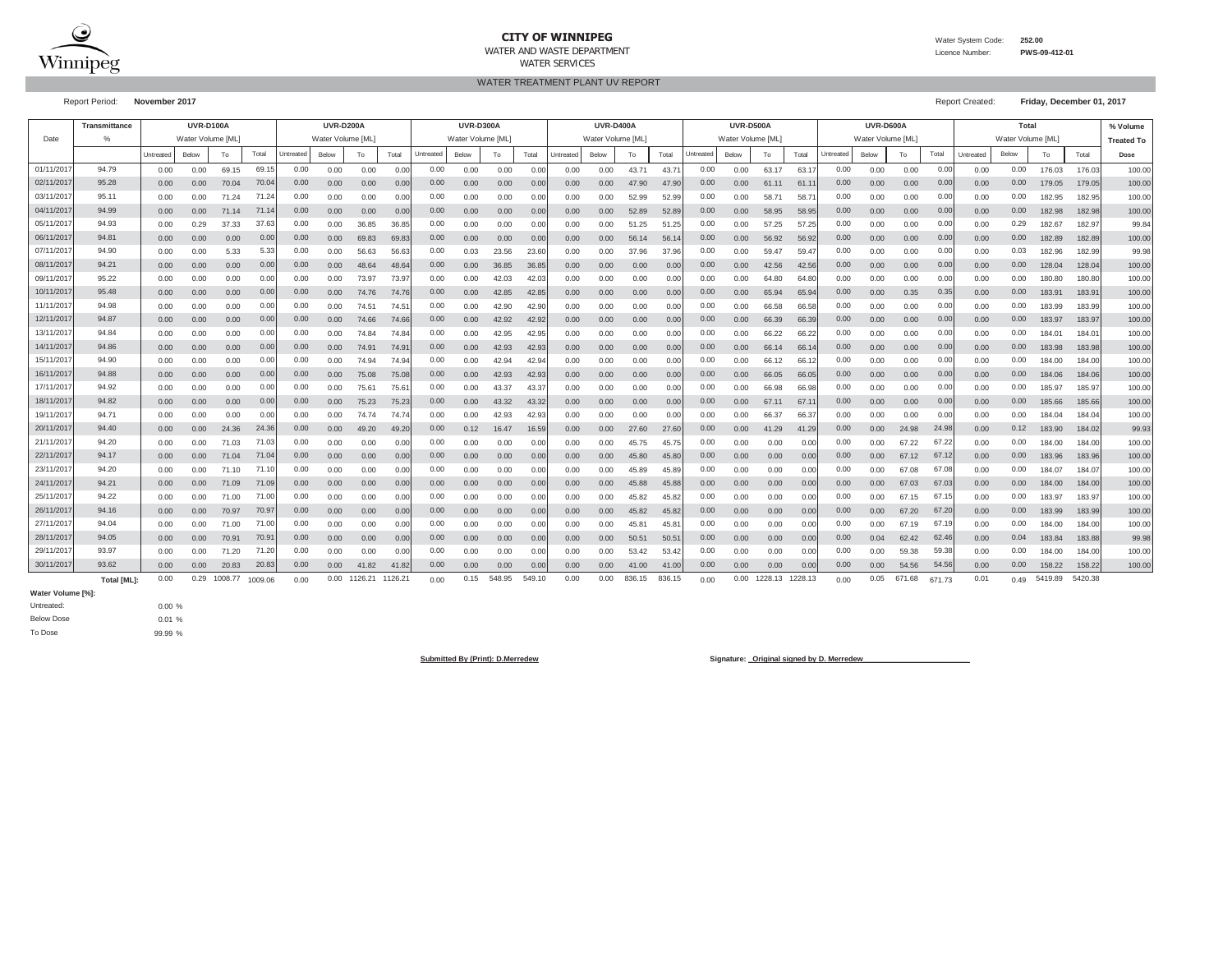Winnipeg

**CITY OF WINNIPEG**
WATER AND WASTE DEPARTMENT
WATER SERVICES

Water System Code: **252.00**
Licence Number: **PWS-09-412-01**

## WATER TREATMENT PLANT UV REPORT

Report Period: **November 2017**

Report Created: **Friday, December 01, 2017**

| Date | Transmittance % | UVR-D100A Water Volume [ML] Untreated | Below | To | Total | UVR-D200A Water Volume [ML] Untreated | Below | To | Total | UVR-D300A Water Volume [ML] Untreated | Below | To | Total | UVR-D400A Water Volume [ML] Untreated | Below | To | Total | UVR-D500A Water Volume [ML] Untreated | Below | To | Total | UVR-D600A Water Volume [ML] Untreated | Below | To | Total | Total Water Volume [ML] Untreated | Below | To | Total | % Volume Treated To Dose |
|---|---|---|---|---|---|---|---|---|---|---|---|---|---|---|---|---|---|---|---|---|---|---|---|---|---|---|---|---|---|---|
| 01/11/2017 | 94.79 | 0.00 | 0.00 | 69.15 | 69.15 | 0.00 | 0.00 | 0.00 | 0.00 | 0.00 | 0.00 | 0.00 | 0.00 | 0.00 | 0.00 | 43.71 | 43.71 | 0.00 | 0.00 | 63.17 | 63.17 | 0.00 | 0.00 | 0.00 | 0.00 | 0.00 | 0.00 | 176.03 | 176.03 | 100.00 |
| 02/11/2017 | 95.28 | 0.00 | 0.00 | 70.04 | 70.04 | 0.00 | 0.00 | 0.00 | 0.00 | 0.00 | 0.00 | 0.00 | 0.00 | 0.00 | 0.00 | 47.90 | 47.90 | 0.00 | 0.00 | 61.11 | 61.11 | 0.00 | 0.00 | 0.00 | 0.00 | 0.00 | 0.00 | 179.05 | 179.05 | 100.00 |
| 03/11/2017 | 95.11 | 0.00 | 0.00 | 71.24 | 71.24 | 0.00 | 0.00 | 0.00 | 0.00 | 0.00 | 0.00 | 0.00 | 0.00 | 0.00 | 0.00 | 52.99 | 52.99 | 0.00 | 0.00 | 58.71 | 58.71 | 0.00 | 0.00 | 0.00 | 0.00 | 0.00 | 0.00 | 182.95 | 182.95 | 100.00 |
| 04/11/2017 | 94.99 | 0.00 | 0.00 | 71.14 | 71.14 | 0.00 | 0.00 | 0.00 | 0.00 | 0.00 | 0.00 | 0.00 | 0.00 | 0.00 | 0.00 | 52.89 | 52.89 | 0.00 | 0.00 | 58.95 | 58.95 | 0.00 | 0.00 | 0.00 | 0.00 | 0.00 | 0.00 | 182.98 | 182.98 | 100.00 |
| 05/11/2017 | 94.93 | 0.00 | 0.29 | 37.33 | 37.63 | 0.00 | 0.00 | 36.85 | 36.85 | 0.00 | 0.00 | 0.00 | 0.00 | 0.00 | 0.00 | 51.25 | 51.25 | 0.00 | 0.00 | 57.25 | 57.25 | 0.00 | 0.00 | 0.00 | 0.00 | 0.00 | 0.29 | 182.67 | 182.97 | 99.84 |
| 06/11/2017 | 94.81 | 0.00 | 0.00 | 0.00 | 0.00 | 0.00 | 0.00 | 69.83 | 69.83 | 0.00 | 0.00 | 0.00 | 0.00 | 0.00 | 0.00 | 56.14 | 56.14 | 0.00 | 0.00 | 56.92 | 56.92 | 0.00 | 0.00 | 0.00 | 0.00 | 0.00 | 0.00 | 182.89 | 182.89 | 100.00 |
| 07/11/2017 | 94.90 | 0.00 | 0.00 | 5.33 | 5.33 | 0.00 | 0.00 | 56.63 | 56.63 | 0.00 | 0.03 | 23.56 | 23.60 | 0.00 | 0.00 | 37.96 | 37.96 | 0.00 | 0.00 | 59.47 | 59.47 | 0.00 | 0.00 | 0.00 | 0.00 | 0.00 | 0.03 | 182.96 | 182.99 | 99.98 |
| 08/11/2017 | 94.21 | 0.00 | 0.00 | 0.00 | 0.00 | 0.00 | 0.00 | 48.64 | 48.64 | 0.00 | 0.00 | 36.85 | 36.85 | 0.00 | 0.00 | 0.00 | 0.00 | 0.00 | 0.00 | 42.56 | 42.56 | 0.00 | 0.00 | 0.00 | 0.00 | 0.00 | 0.00 | 128.04 | 128.04 | 100.00 |
| 09/11/2017 | 95.22 | 0.00 | 0.00 | 0.00 | 0.00 | 0.00 | 0.00 | 73.97 | 73.97 | 0.00 | 0.00 | 42.03 | 42.03 | 0.00 | 0.00 | 0.00 | 0.00 | 0.00 | 0.00 | 64.80 | 64.80 | 0.00 | 0.00 | 0.00 | 0.00 | 0.00 | 0.00 | 180.80 | 180.80 | 100.00 |
| 10/11/2017 | 95.48 | 0.00 | 0.00 | 0.00 | 0.00 | 0.00 | 0.00 | 74.76 | 74.76 | 0.00 | 0.00 | 42.85 | 42.85 | 0.00 | 0.00 | 0.00 | 0.00 | 0.00 | 0.00 | 65.94 | 65.94 | 0.00 | 0.00 | 0.35 | 0.35 | 0.00 | 0.00 | 183.91 | 183.91 | 100.00 |
| 11/11/2017 | 94.98 | 0.00 | 0.00 | 0.00 | 0.00 | 0.00 | 0.00 | 74.51 | 74.51 | 0.00 | 0.00 | 42.90 | 42.90 | 0.00 | 0.00 | 0.00 | 0.00 | 0.00 | 0.00 | 66.58 | 66.58 | 0.00 | 0.00 | 0.00 | 0.00 | 0.00 | 0.00 | 183.99 | 183.99 | 100.00 |
| 12/11/2017 | 94.87 | 0.00 | 0.00 | 0.00 | 0.00 | 0.00 | 0.00 | 74.66 | 74.66 | 0.00 | 0.00 | 42.92 | 42.92 | 0.00 | 0.00 | 0.00 | 0.00 | 0.00 | 0.00 | 66.39 | 66.39 | 0.00 | 0.00 | 0.00 | 0.00 | 0.00 | 0.00 | 183.97 | 183.97 | 100.00 |
| 13/11/2017 | 94.84 | 0.00 | 0.00 | 0.00 | 0.00 | 0.00 | 0.00 | 74.84 | 74.84 | 0.00 | 0.00 | 42.95 | 42.95 | 0.00 | 0.00 | 0.00 | 0.00 | 0.00 | 0.00 | 66.22 | 66.22 | 0.00 | 0.00 | 0.00 | 0.00 | 0.00 | 0.00 | 184.01 | 184.01 | 100.00 |
| 14/11/2017 | 94.86 | 0.00 | 0.00 | 0.00 | 0.00 | 0.00 | 0.00 | 74.91 | 74.91 | 0.00 | 0.00 | 42.93 | 42.93 | 0.00 | 0.00 | 0.00 | 0.00 | 0.00 | 0.00 | 66.14 | 66.14 | 0.00 | 0.00 | 0.00 | 0.00 | 0.00 | 0.00 | 183.98 | 183.98 | 100.00 |
| 15/11/2017 | 94.90 | 0.00 | 0.00 | 0.00 | 0.00 | 0.00 | 0.00 | 74.94 | 74.94 | 0.00 | 0.00 | 42.94 | 42.94 | 0.00 | 0.00 | 0.00 | 0.00 | 0.00 | 0.00 | 66.12 | 66.12 | 0.00 | 0.00 | 0.00 | 0.00 | 0.00 | 0.00 | 184.00 | 184.00 | 100.00 |
| 16/11/2017 | 94.88 | 0.00 | 0.00 | 0.00 | 0.00 | 0.00 | 0.00 | 75.08 | 75.08 | 0.00 | 0.00 | 42.93 | 42.93 | 0.00 | 0.00 | 0.00 | 0.00 | 0.00 | 0.00 | 66.05 | 66.05 | 0.00 | 0.00 | 0.00 | 0.00 | 0.00 | 0.00 | 184.06 | 184.06 | 100.00 |
| 17/11/2017 | 94.92 | 0.00 | 0.00 | 0.00 | 0.00 | 0.00 | 0.00 | 75.61 | 75.61 | 0.00 | 0.00 | 43.37 | 43.37 | 0.00 | 0.00 | 0.00 | 0.00 | 0.00 | 0.00 | 66.98 | 66.98 | 0.00 | 0.00 | 0.00 | 0.00 | 0.00 | 0.00 | 185.97 | 185.97 | 100.00 |
| 18/11/2017 | 94.82 | 0.00 | 0.00 | 0.00 | 0.00 | 0.00 | 0.00 | 75.23 | 75.23 | 0.00 | 0.00 | 43.32 | 43.32 | 0.00 | 0.00 | 0.00 | 0.00 | 0.00 | 0.00 | 67.11 | 67.11 | 0.00 | 0.00 | 0.00 | 0.00 | 0.00 | 0.00 | 185.66 | 185.66 | 100.00 |
| 19/11/2017 | 94.71 | 0.00 | 0.00 | 0.00 | 0.00 | 0.00 | 0.00 | 74.74 | 74.74 | 0.00 | 0.00 | 42.93 | 42.93 | 0.00 | 0.00 | 0.00 | 0.00 | 0.00 | 0.00 | 66.37 | 66.37 | 0.00 | 0.00 | 0.00 | 0.00 | 0.00 | 0.00 | 184.04 | 184.04 | 100.00 |
| 20/11/2017 | 94.40 | 0.00 | 0.00 | 24.36 | 24.36 | 0.00 | 0.00 | 49.20 | 49.20 | 0.00 | 0.12 | 16.47 | 16.59 | 0.00 | 0.00 | 27.60 | 27.60 | 0.00 | 0.00 | 41.29 | 41.29 | 0.00 | 0.00 | 24.98 | 24.98 | 0.00 | 0.12 | 183.90 | 184.02 | 99.93 |
| 21/11/2017 | 94.20 | 0.00 | 0.00 | 71.03 | 71.03 | 0.00 | 0.00 | 0.00 | 0.00 | 0.00 | 0.00 | 0.00 | 0.00 | 0.00 | 0.00 | 45.75 | 45.75 | 0.00 | 0.00 | 0.00 | 0.00 | 0.00 | 0.00 | 67.22 | 67.22 | 0.00 | 0.00 | 184.00 | 184.00 | 100.00 |
| 22/11/2017 | 94.17 | 0.00 | 0.00 | 71.04 | 71.04 | 0.00 | 0.00 | 0.00 | 0.00 | 0.00 | 0.00 | 0.00 | 0.00 | 0.00 | 0.00 | 45.80 | 45.80 | 0.00 | 0.00 | 0.00 | 0.00 | 0.00 | 0.00 | 67.12 | 67.12 | 0.00 | 0.00 | 183.96 | 183.96 | 100.00 |
| 23/11/2017 | 94.20 | 0.00 | 0.00 | 71.10 | 71.10 | 0.00 | 0.00 | 0.00 | 0.00 | 0.00 | 0.00 | 0.00 | 0.00 | 0.00 | 0.00 | 45.89 | 45.89 | 0.00 | 0.00 | 0.00 | 0.00 | 0.00 | 0.00 | 67.08 | 67.08 | 0.00 | 0.00 | 184.07 | 184.07 | 100.00 |
| 24/11/2017 | 94.21 | 0.00 | 0.00 | 71.09 | 71.09 | 0.00 | 0.00 | 0.00 | 0.00 | 0.00 | 0.00 | 0.00 | 0.00 | 0.00 | 0.00 | 45.88 | 45.88 | 0.00 | 0.00 | 0.00 | 0.00 | 0.00 | 0.00 | 67.03 | 67.03 | 0.00 | 0.00 | 184.00 | 184.00 | 100.00 |
| 25/11/2017 | 94.22 | 0.00 | 0.00 | 71.00 | 71.00 | 0.00 | 0.00 | 0.00 | 0.00 | 0.00 | 0.00 | 0.00 | 0.00 | 0.00 | 0.00 | 45.82 | 45.82 | 0.00 | 0.00 | 0.00 | 0.00 | 0.00 | 0.00 | 67.15 | 67.15 | 0.00 | 0.00 | 183.97 | 183.97 | 100.00 |
| 26/11/2017 | 94.16 | 0.00 | 0.00 | 70.97 | 70.97 | 0.00 | 0.00 | 0.00 | 0.00 | 0.00 | 0.00 | 0.00 | 0.00 | 0.00 | 0.00 | 45.82 | 45.82 | 0.00 | 0.00 | 0.00 | 0.00 | 0.00 | 0.00 | 67.20 | 67.20 | 0.00 | 0.00 | 183.99 | 183.99 | 100.00 |
| 27/11/2017 | 94.04 | 0.00 | 0.00 | 71.00 | 71.00 | 0.00 | 0.00 | 0.00 | 0.00 | 0.00 | 0.00 | 0.00 | 0.00 | 0.00 | 0.00 | 45.81 | 45.81 | 0.00 | 0.00 | 0.00 | 0.00 | 0.00 | 0.00 | 67.19 | 67.19 | 0.00 | 0.00 | 184.00 | 184.00 | 100.00 |
| 28/11/2017 | 94.05 | 0.00 | 0.00 | 70.91 | 70.91 | 0.00 | 0.00 | 0.00 | 0.00 | 0.00 | 0.00 | 0.00 | 0.00 | 0.00 | 0.00 | 50.51 | 50.51 | 0.00 | 0.00 | 0.00 | 0.00 | 0.00 | 0.04 | 62.42 | 62.46 | 0.00 | 0.04 | 183.84 | 183.88 | 99.98 |
| 29/11/2017 | 93.97 | 0.00 | 0.00 | 71.20 | 71.20 | 0.00 | 0.00 | 0.00 | 0.00 | 0.00 | 0.00 | 0.00 | 0.00 | 0.00 | 0.00 | 53.42 | 53.42 | 0.00 | 0.00 | 0.00 | 0.00 | 0.00 | 0.00 | 59.38 | 59.38 | 0.00 | 0.00 | 184.00 | 184.00 | 100.00 |
| 30/11/2017 | 93.62 | 0.00 | 0.00 | 20.83 | 20.83 | 0.00 | 0.00 | 41.82 | 41.82 | 0.00 | 0.00 | 0.00 | 0.00 | 0.00 | 0.00 | 41.00 | 41.00 | 0.00 | 0.00 | 0.00 | 0.00 | 0.00 | 0.00 | 54.56 | 54.56 | 0.00 | 0.00 | 158.22 | 158.22 | 100.00 |
| | **Total [ML]:** | 0.00 | 0.29 | 1008.77 | 1009.06 | 0.00 | 0.00 | 1126.21 | 1126.21 | 0.00 | 0.15 | 548.95 | 549.10 | 0.00 | 0.00 | 836.15 | 836.15 | 0.00 | 0.00 | 1228.13 | 1228.13 | 0.00 | 0.05 | 671.68 | 671.73 | 0.01 | 0.49 | 5419.89 | 5420.38 | |

**Water Volume [%]:**

| | |
|---|---|
| Untreated: | 0.00 % |
| Below Dose | 0.01 % |
| To Dose | 99.99 % |

**Submitted By (Print): D.Merredew**

**Signature: Original signed by D. Merredew**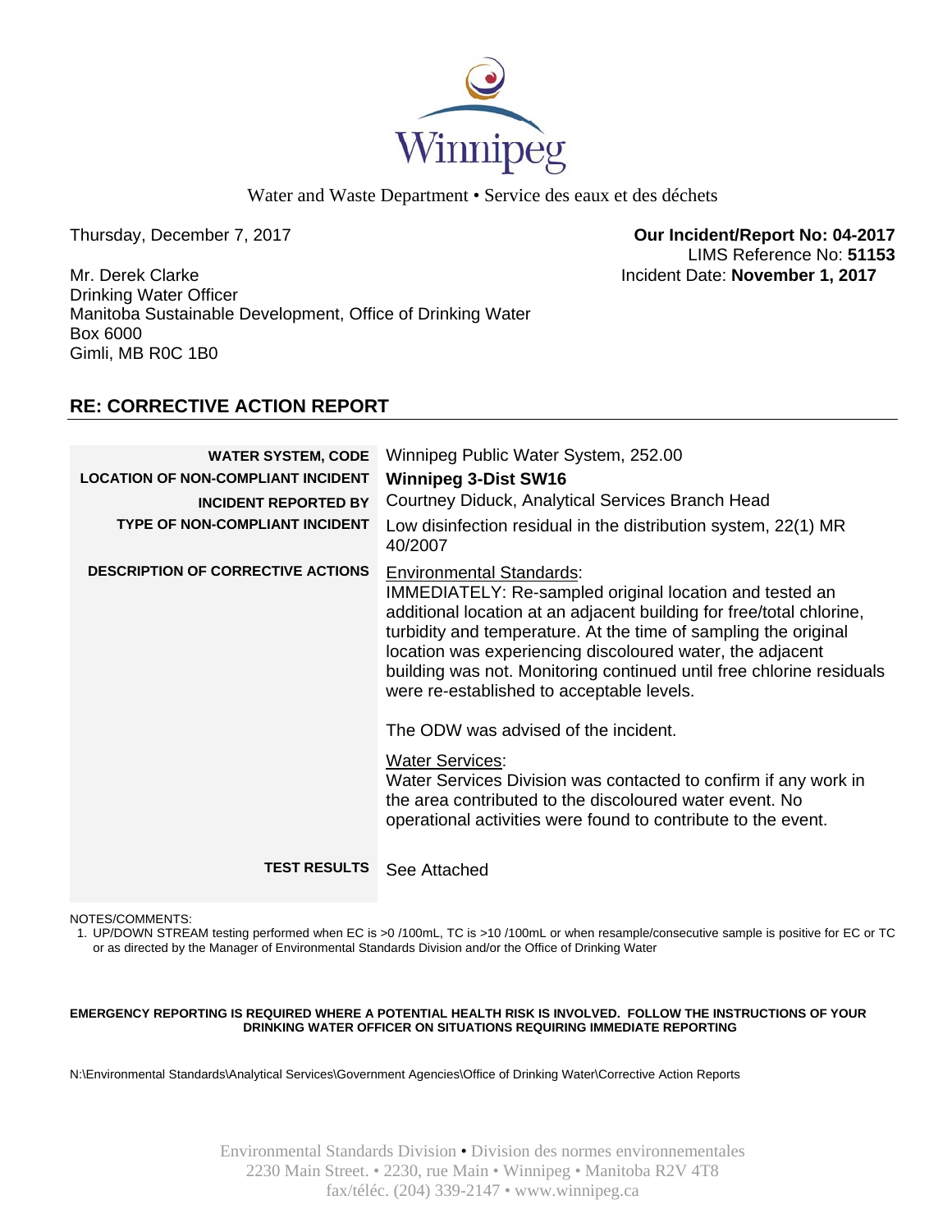Winnipeg

Water and Waste Department • Service des eaux et des déchets

Thursday, December 7, 2017

**Our Incident/Report No: 04-2017**
LIMS Reference No: **51153**
Incident Date: **November 1, 2017**

Mr. Derek Clarke
Drinking Water Officer
Manitoba Sustainable Development, Office of Drinking Water
Box 6000
Gimli, MB R0C 1B0

## RE: CORRECTIVE ACTION REPORT

| | |
|---|---|
| **WATER SYSTEM, CODE** | Winnipeg Public Water System, 252.00 |
| **LOCATION OF NON-COMPLIANT INCIDENT** | **Winnipeg 3-Dist SW16** |
| **INCIDENT REPORTED BY** | Courtney Diduck, Analytical Services Branch Head |
| **TYPE OF NON-COMPLIANT INCIDENT** | Low disinfection residual in the distribution system, 22(1) MR 40/2007 |
| **DESCRIPTION OF CORRECTIVE ACTIONS** | Environmental Standards:<br>IMMEDIATELY: Re-sampled original location and tested an additional location at an adjacent building for free/total chlorine, turbidity and temperature. At the time of sampling the original location was experiencing discoloured water, the adjacent building was not. Monitoring continued until free chlorine residuals were re-established to acceptable levels.<br><br>The ODW was advised of the incident.<br><br>Water Services:<br>Water Services Division was contacted to confirm if any work in the area contributed to the discoloured water event. No operational activities were found to contribute to the event. |
| **TEST RESULTS** | See Attached |

NOTES/COMMENTS:

1. UP/DOWN STREAM testing performed when EC is >0 /100mL, TC is >10 /100mL or when resample/consecutive sample is positive for EC or TC or as directed by the Manager of Environmental Standards Division and/or the Office of Drinking Water

**EMERGENCY REPORTING IS REQUIRED WHERE A POTENTIAL HEALTH RISK IS INVOLVED. FOLLOW THE INSTRUCTIONS OF YOUR DRINKING WATER OFFICER ON SITUATIONS REQUIRING IMMEDIATE REPORTING**

N:\Environmental Standards\Analytical Services\Government Agencies\Office of Drinking Water\Corrective Action Reports

Environmental Standards Division • Division des normes environnementales
2230 Main Street. • 2230, rue Main • Winnipeg • Manitoba R2V 4T8
fax/téléc. (204) 339-2147 • www.winnipeg.ca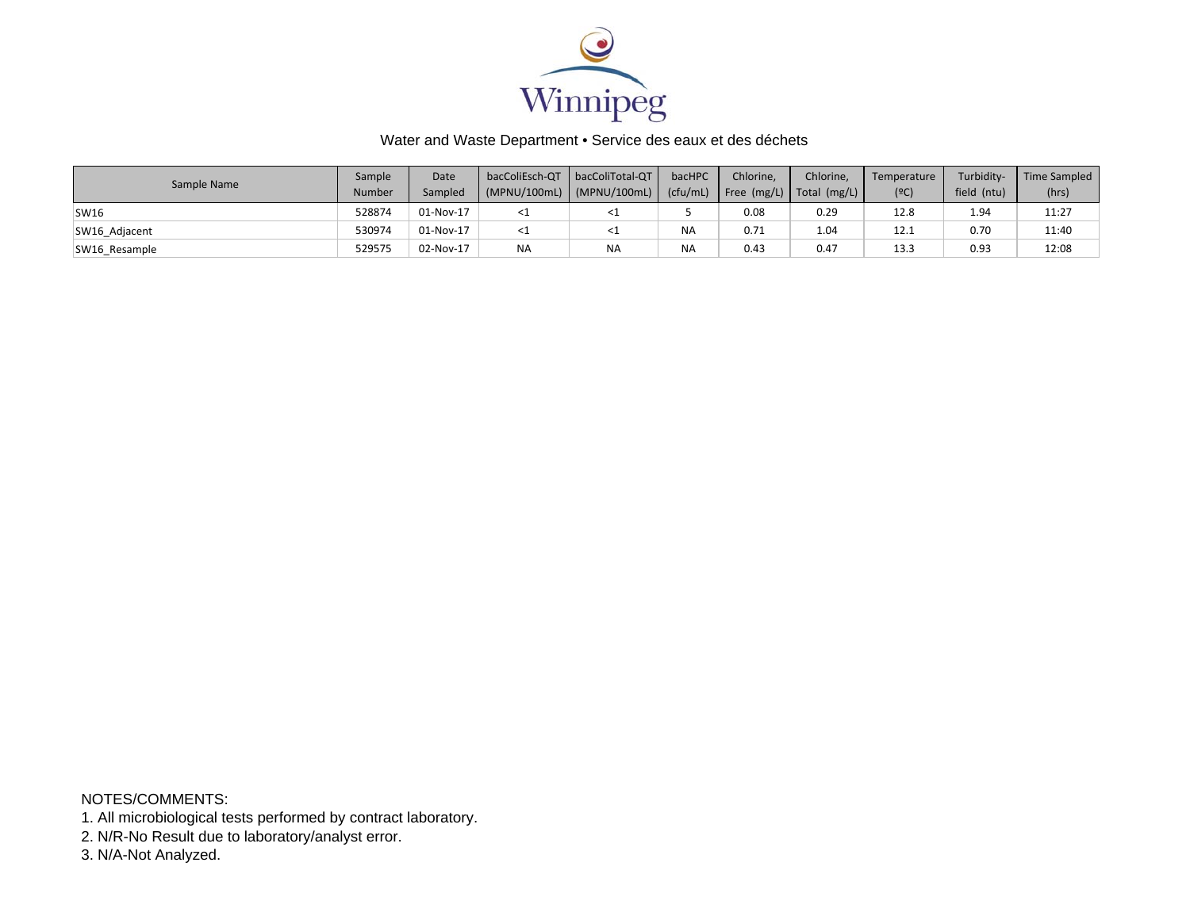Winnipeg

Water and Waste Department • Service des eaux et des déchets

| Sample Name | Sample Number | Date Sampled | bacColiEsch-QT (MPNU/100mL) | bacColiTotal-QT (MPNU/100mL) | bacHPC (cfu/mL) | Chlorine, Free (mg/L) | Chlorine, Total (mg/L) | Temperature (ºC) | Turbidity-field (ntu) | Time Sampled (hrs) |
|---|---|---|---|---|---|---|---|---|---|---|
| SW16 | 528874 | 01-Nov-17 | <1 | <1 | 5 | 0.08 | 0.29 | 12.8 | 1.94 | 11:27 |
| SW16_Adjacent | 530974 | 01-Nov-17 | <1 | <1 | NA | 0.71 | 1.04 | 12.1 | 0.70 | 11:40 |
| SW16_Resample | 529575 | 02-Nov-17 | NA | NA | NA | 0.43 | 0.47 | 13.3 | 0.93 | 12:08 |

NOTES/COMMENTS:
1. All microbiological tests performed by contract laboratory.
2. N/R-No Result due to laboratory/analyst error.
3. N/A-Not Analyzed.